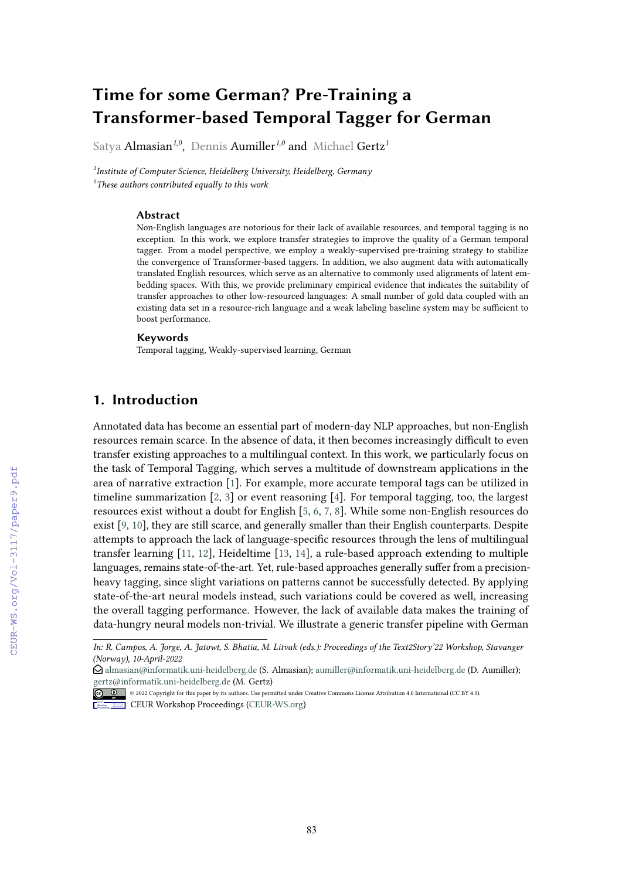# Time for some German? Pre-Training a Transformer-based Temporal Tagger for German

Satya Almasian[1,0], Dennis Aumiller[1,0] and Michael Gertz[1]

[1]*Institute of Computer Science, Heidelberg University, Heidelberg, Germany*
[0]*These authors contributed equally to this work*

### Abstract

Non-English languages are notorious for their lack of available resources, and temporal tagging is no exception. In this work, we explore transfer strategies to improve the quality of a German temporal tagger. From a model perspective, we employ a weakly-supervised pre-training strategy to stabilize the convergence of Transformer-based taggers. In addition, we also augment data with automatically translated English resources, which serve as an alternative to commonly used alignments of latent embedding spaces. With this, we provide preliminary empirical evidence that indicates the suitability of transfer approaches to other low-resourced languages: A small number of gold data coupled with an existing data set in a resource-rich language and a weak labeling baseline system may be sufficient to boost performance.

### Keywords

Temporal tagging, Weakly-supervised learning, German

## 1. Introduction

Annotated data has become an essential part of modern-day NLP approaches, but non-English resources remain scarce. In the absence of data, it then becomes increasingly difficult to even transfer existing approaches to a multilingual context. In this work, we particularly focus on the task of Temporal Tagging, which serves a multitude of downstream applications in the area of narrative extraction [1]. For example, more accurate temporal tags can be utilized in timeline summarization [2, 3] or event reasoning [4]. For temporal tagging, too, the largest resources exist without a doubt for English [5, 6, 7, 8]. While some non-English resources do exist [9, 10], they are still scarce, and generally smaller than their English counterparts. Despite attempts to approach the lack of language-specific resources through the lens of multilingual transfer learning [11, 12], Heideltime [13, 14], a rule-based approach extending to multiple languages, remains state-of-the-art. Yet, rule-based approaches generally suffer from a precision-heavy tagging, since slight variations on patterns cannot be successfully detected. By applying state-of-the-art neural models instead, such variations could be covered as well, increasing the overall tagging performance. However, the lack of available data makes the training of data-hungry neural models non-trivial. We illustrate a generic transfer pipeline with German

---

*In: R. Campos, A. Jorge, A. Jatowt, S. Bhatia, M. Litvak (eds.): Proceedings of the Text2Story'22 Workshop, Stavanger (Norway), 10-April-2022*

almasian@informatik.uni-heidelberg.de (S. Almasian); aumiller@informatik.uni-heidelberg.de (D. Aumiller); gertz@informatik.uni-heidelberg.de (M. Gertz)

© 2022 Copyright for this paper by its authors. Use permitted under Creative Commons License Attribution 4.0 International (CC BY 4.0).

CEUR Workshop Proceedings (CEUR-WS.org)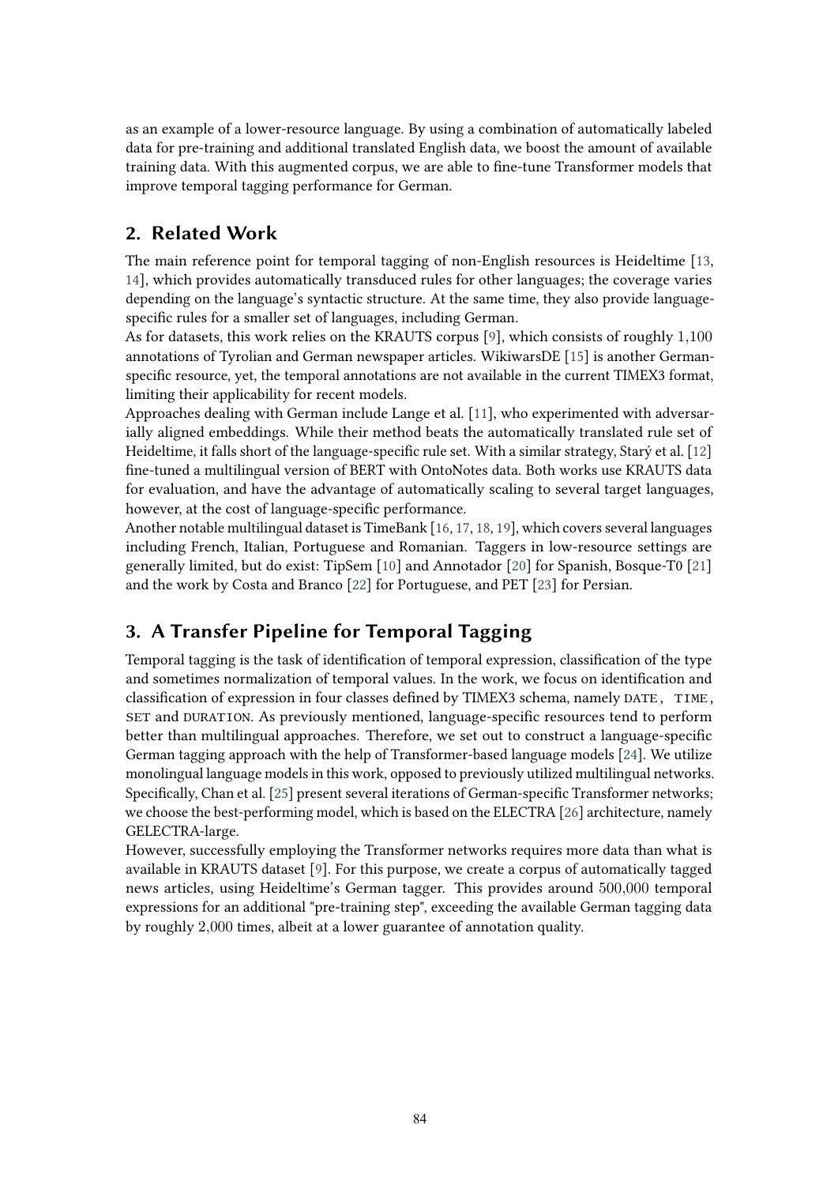as an example of a lower-resource language. By using a combination of automatically labeled data for pre-training and additional translated English data, we boost the amount of available training data. With this augmented corpus, we are able to fine-tune Transformer models that improve temporal tagging performance for German.

## 2. Related Work

The main reference point for temporal tagging of non-English resources is Heideltime [13, 14], which provides automatically transduced rules for other languages; the coverage varies depending on the language's syntactic structure. At the same time, they also provide language-specific rules for a smaller set of languages, including German.

As for datasets, this work relies on the KRAUTS corpus [9], which consists of roughly 1,100 annotations of Tyrolian and German newspaper articles. WikiwarsDE [15] is another German-specific resource, yet, the temporal annotations are not available in the current TIMEX3 format, limiting their applicability for recent models.

Approaches dealing with German include Lange et al. [11], who experimented with adversarially aligned embeddings. While their method beats the automatically translated rule set of Heideltime, it falls short of the language-specific rule set. With a similar strategy, Starý et al. [12] fine-tuned a multilingual version of BERT with OntoNotes data. Both works use KRAUTS data for evaluation, and have the advantage of automatically scaling to several target languages, however, at the cost of language-specific performance.

Another notable multilingual dataset is TimeBank [16, 17, 18, 19], which covers several languages including French, Italian, Portuguese and Romanian. Taggers in low-resource settings are generally limited, but do exist: TipSem [10] and Annotador [20] for Spanish, Bosque-T0 [21] and the work by Costa and Branco [22] for Portuguese, and PET [23] for Persian.

## 3. A Transfer Pipeline for Temporal Tagging

Temporal tagging is the task of identification of temporal expression, classification of the type and sometimes normalization of temporal values. In the work, we focus on identification and classification of expression in four classes defined by TIMEX3 schema, namely DATE, TIME, SET and DURATION. As previously mentioned, language-specific resources tend to perform better than multilingual approaches. Therefore, we set out to construct a language-specific German tagging approach with the help of Transformer-based language models [24]. We utilize monolingual language models in this work, opposed to previously utilized multilingual networks. Specifically, Chan et al. [25] present several iterations of German-specific Transformer networks; we choose the best-performing model, which is based on the ELECTRA [26] architecture, namely GELECTRA-large.

However, successfully employing the Transformer networks requires more data than what is available in KRAUTS dataset [9]. For this purpose, we create a corpus of automatically tagged news articles, using Heideltime's German tagger. This provides around 500,000 temporal expressions for an additional "pre-training step", exceeding the available German tagging data by roughly 2,000 times, albeit at a lower guarantee of annotation quality.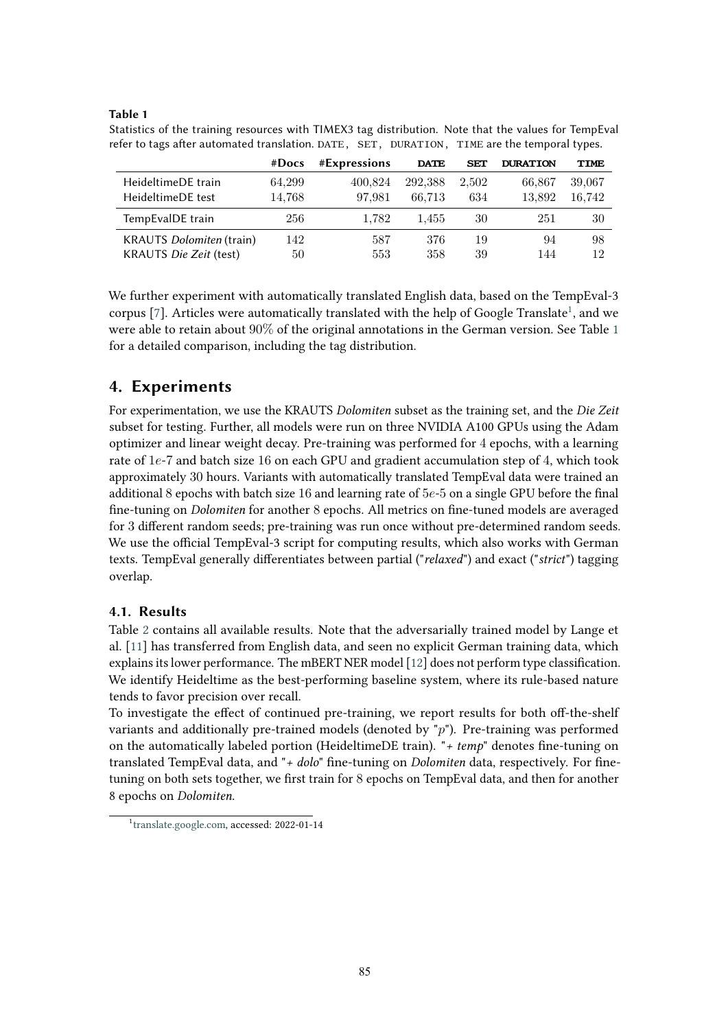**Table 1**

Statistics of the training resources with TIMEX3 tag distribution. Note that the values for TempEval refer to tags after automated translation. DATE, SET, DURATION, TIME are the temporal types.

| | #Docs | #Expressions | DATE | SET | DURATION | TIME |
|---|---|---|---|---|---|---|
| HeideltimeDE train | 64,299 | 400,824 | 292,388 | 2,502 | 66,867 | 39,067 |
| HeideltimeDE test | 14,768 | 97,981 | 66,713 | 634 | 13,892 | 16,742 |
| TempEvalDE train | 256 | 1,782 | 1,455 | 30 | 251 | 30 |
| KRAUTS *Dolomiten* (train) | 142 | 587 | 376 | 19 | 94 | 98 |
| KRAUTS *Die Zeit* (test) | 50 | 553 | 358 | 39 | 144 | 12 |

We further experiment with automatically translated English data, based on the TempEval-3 corpus [7]. Articles were automatically translated with the help of Google Translate[1], and we were able to retain about 90% of the original annotations in the German version. See Table 1 for a detailed comparison, including the tag distribution.

## 4. Experiments

For experimentation, we use the KRAUTS *Dolomiten* subset as the training set, and the *Die Zeit* subset for testing. Further, all models were run on three NVIDIA A100 GPUs using the Adam optimizer and linear weight decay. Pre-training was performed for 4 epochs, with a learning rate of $1e$-7 and batch size 16 on each GPU and gradient accumulation step of 4, which took approximately 30 hours. Variants with automatically translated TempEval data were trained an additional 8 epochs with batch size 16 and learning rate of $5e$-5 on a single GPU before the final fine-tuning on *Dolomiten* for another 8 epochs. All metrics on fine-tuned models are averaged for 3 different random seeds; pre-training was run once without pre-determined random seeds. We use the official TempEval-3 script for computing results, which also works with German texts. TempEval generally differentiates between partial ("*relaxed*") and exact ("*strict*") tagging overlap.

### 4.1. Results

Table 2 contains all available results. Note that the adversarially trained model by Lange et al. [11] has transferred from English data, and seen no explicit German training data, which explains its lower performance. The mBERT NER model [12] does not perform type classification. We identify Heideltime as the best-performing baseline system, where its rule-based nature tends to favor precision over recall.

To investigate the effect of continued pre-training, we report results for both off-the-shelf variants and additionally pre-trained models (denoted by "$p$"). Pre-training was performed on the automatically labeled portion (HeideltimeDE train). "*+ temp*" denotes fine-tuning on translated TempEval data, and "*+ dolo*" fine-tuning on *Dolomiten* data, respectively. For fine-tuning on both sets together, we first train for 8 epochs on TempEval data, and then for another 8 epochs on *Dolomiten*.

[1] translate.google.com, accessed: 2022-01-14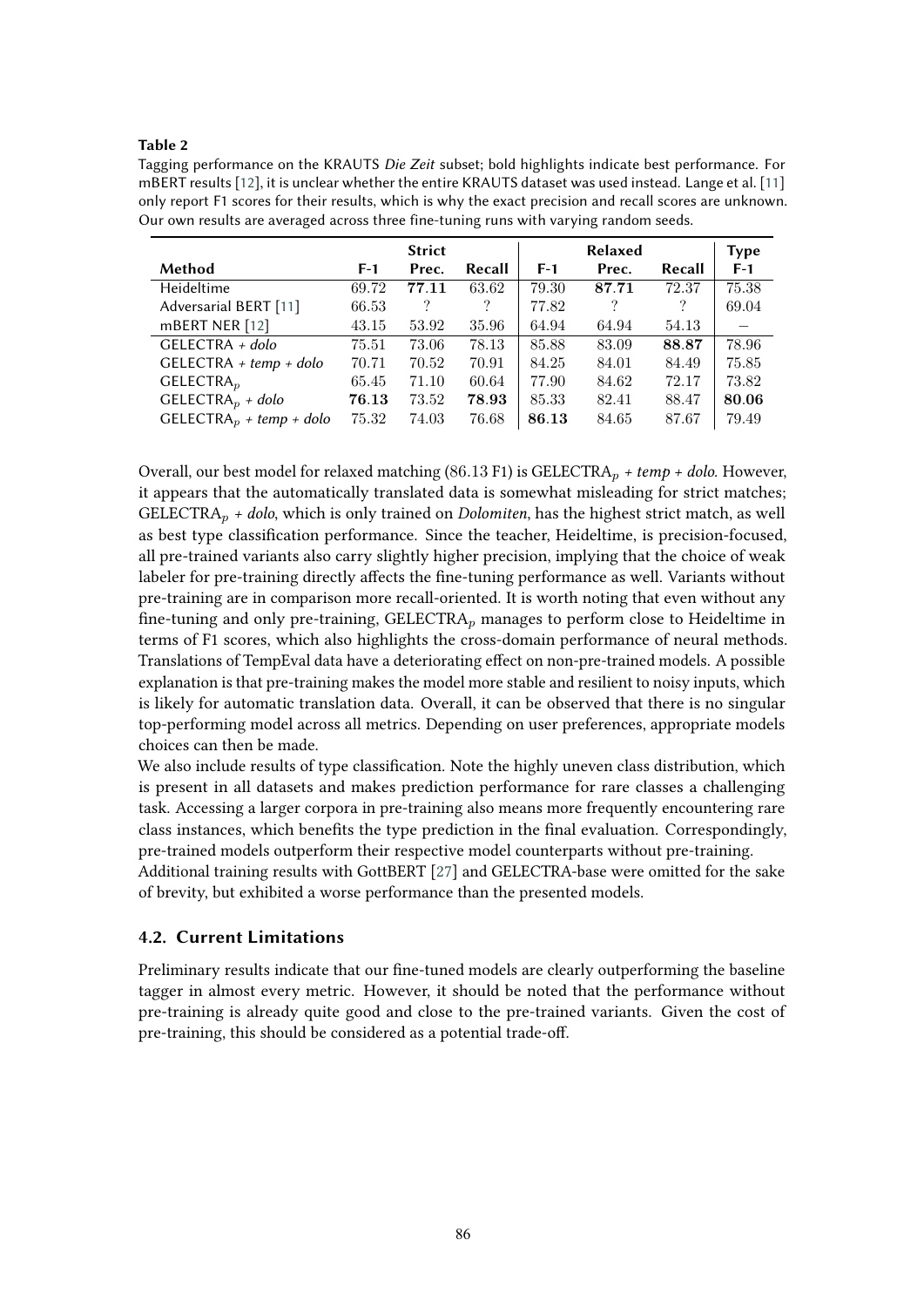**Table 2**

Tagging performance on the KRAUTS *Die Zeit* subset; bold highlights indicate best performance. For mBERT results [12], it is unclear whether the entire KRAUTS dataset was used instead. Lange et al. [11] only report F1 scores for their results, which is why the exact precision and recall scores are unknown. Our own results are averaged across three fine-tuning runs with varying random seeds.

| | Strict | | | Relaxed | | | Type |
|---|---|---|---|---|---|---|---|
| **Method** | **F-1** | **Prec.** | **Recall** | **F-1** | **Prec.** | **Recall** | **F-1** |
| Heideltime | 69.72 | **77.11** | 63.62 | 79.30 | **87.71** | 72.37 | 75.38 |
| Adversarial BERT [11] | 66.53 | ? | ? | 77.82 | ? | ? | 69.04 |
| mBERT NER [12] | 43.15 | 53.92 | 35.96 | 64.94 | 64.94 | 54.13 | – |
| GELECTRA + *dolo* | 75.51 | 73.06 | 78.13 | 85.88 | 83.09 | **88.87** | 78.96 |
| GELECTRA + *temp* + *dolo* | 70.71 | 70.52 | 70.91 | 84.25 | 84.01 | 84.49 | 75.85 |
| GELECTRA$_p$ | 65.45 | 71.10 | 60.64 | 77.90 | 84.62 | 72.17 | 73.82 |
| GELECTRA$_p$ + *dolo* | **76.13** | 73.52 | **78.93** | 85.33 | 82.41 | 88.47 | **80.06** |
| GELECTRA$_p$ + *temp* + *dolo* | 75.32 | 74.03 | 76.68 | **86.13** | 84.65 | 87.67 | 79.49 |

Overall, our best model for relaxed matching (86.13 F1) is GELECTRA$_p$ + *temp* + *dolo*. However, it appears that the automatically translated data is somewhat misleading for strict matches; GELECTRA$_p$ + *dolo*, which is only trained on *Dolomiten*, has the highest strict match, as well as best type classification performance. Since the teacher, Heideltime, is precision-focused, all pre-trained variants also carry slightly higher precision, implying that the choice of weak labeler for pre-training directly affects the fine-tuning performance as well. Variants without pre-training are in comparison more recall-oriented. It is worth noting that even without any fine-tuning and only pre-training, GELECTRA$_p$ manages to perform close to Heideltime in terms of F1 scores, which also highlights the cross-domain performance of neural methods. Translations of TempEval data have a deteriorating effect on non-pre-trained models. A possible explanation is that pre-training makes the model more stable and resilient to noisy inputs, which is likely for automatic translation data. Overall, it can be observed that there is no singular top-performing model across all metrics. Depending on user preferences, appropriate models choices can then be made.

We also include results of type classification. Note the highly uneven class distribution, which is present in all datasets and makes prediction performance for rare classes a challenging task. Accessing a larger corpora in pre-training also means more frequently encountering rare class instances, which benefits the type prediction in the final evaluation. Correspondingly, pre-trained models outperform their respective model counterparts without pre-training.

Additional training results with GottBERT [27] and GELECTRA-base were omitted for the sake of brevity, but exhibited a worse performance than the presented models.

## 4.2. Current Limitations

Preliminary results indicate that our fine-tuned models are clearly outperforming the baseline tagger in almost every metric. However, it should be noted that the performance without pre-training is already quite good and close to the pre-trained variants. Given the cost of pre-training, this should be considered as a potential trade-off.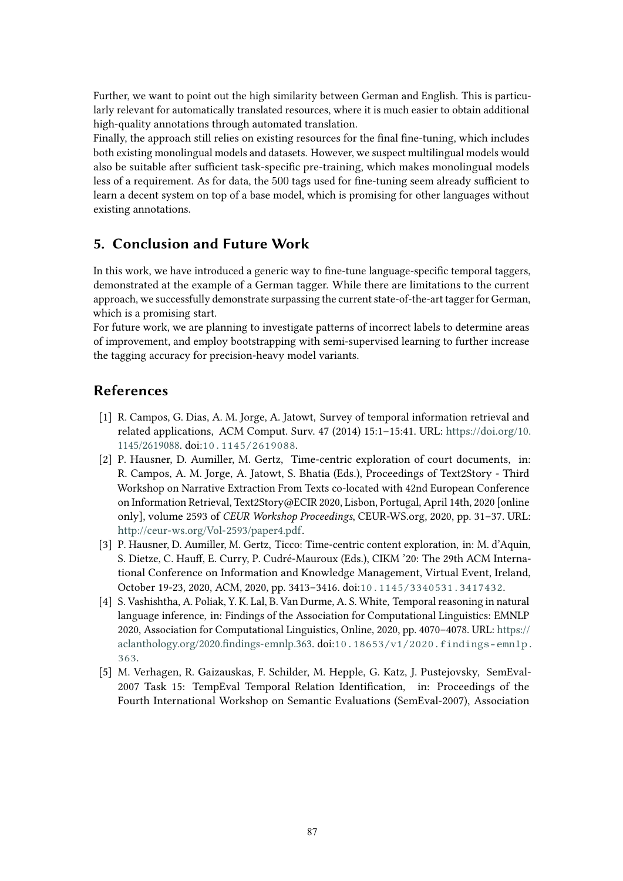Further, we want to point out the high similarity between German and English. This is particularly relevant for automatically translated resources, where it is much easier to obtain additional high-quality annotations through automated translation.

Finally, the approach still relies on existing resources for the final fine-tuning, which includes both existing monolingual models and datasets. However, we suspect multilingual models would also be suitable after sufficient task-specific pre-training, which makes monolingual models less of a requirement. As for data, the 500 tags used for fine-tuning seem already sufficient to learn a decent system on top of a base model, which is promising for other languages without existing annotations.

## 5. Conclusion and Future Work

In this work, we have introduced a generic way to fine-tune language-specific temporal taggers, demonstrated at the example of a German tagger. While there are limitations to the current approach, we successfully demonstrate surpassing the current state-of-the-art tagger for German, which is a promising start.

For future work, we are planning to investigate patterns of incorrect labels to determine areas of improvement, and employ bootstrapping with semi-supervised learning to further increase the tagging accuracy for precision-heavy model variants.

## References

[1] R. Campos, G. Dias, A. M. Jorge, A. Jatowt, Survey of temporal information retrieval and related applications, ACM Comput. Surv. 47 (2014) 15:1–15:41. URL: https://doi.org/10.1145/2619088. doi:10.1145/2619088.

[2] P. Hausner, D. Aumiller, M. Gertz, Time-centric exploration of court documents, in: R. Campos, A. M. Jorge, A. Jatowt, S. Bhatia (Eds.), Proceedings of Text2Story - Third Workshop on Narrative Extraction From Texts co-located with 42nd European Conference on Information Retrieval, Text2Story@ECIR 2020, Lisbon, Portugal, April 14th, 2020 [online only], volume 2593 of *CEUR Workshop Proceedings*, CEUR-WS.org, 2020, pp. 31–37. URL: http://ceur-ws.org/Vol-2593/paper4.pdf.

[3] P. Hausner, D. Aumiller, M. Gertz, Ticco: Time-centric content exploration, in: M. d'Aquin, S. Dietze, C. Hauff, E. Curry, P. Cudré-Mauroux (Eds.), CIKM '20: The 29th ACM International Conference on Information and Knowledge Management, Virtual Event, Ireland, October 19-23, 2020, ACM, 2020, pp. 3413–3416. doi:10.1145/3340531.3417432.

[4] S. Vashishtha, A. Poliak, Y. K. Lal, B. Van Durme, A. S. White, Temporal reasoning in natural language inference, in: Findings of the Association for Computational Linguistics: EMNLP 2020, Association for Computational Linguistics, Online, 2020, pp. 4070–4078. URL: https://aclanthology.org/2020.findings-emnlp.363. doi:10.18653/v1/2020.findings-emnlp.363.

[5] M. Verhagen, R. Gaizauskas, F. Schilder, M. Hepple, G. Katz, J. Pustejovsky, SemEval-2007 Task 15: TempEval Temporal Relation Identification, in: Proceedings of the Fourth International Workshop on Semantic Evaluations (SemEval-2007), Association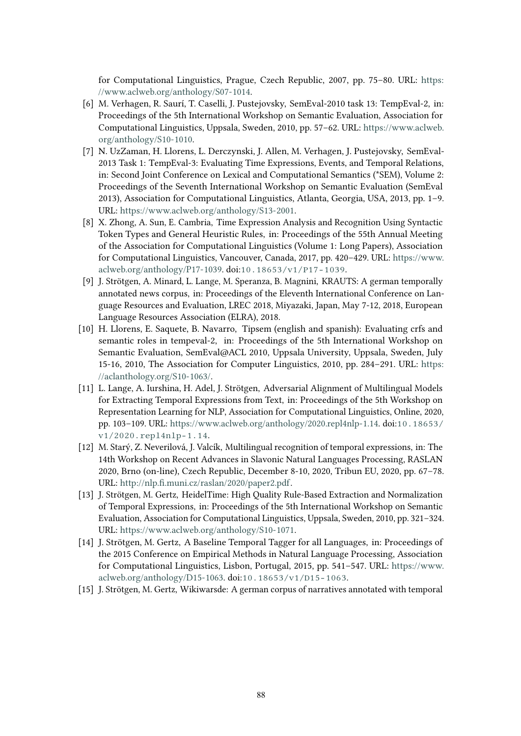for Computational Linguistics, Prague, Czech Republic, 2007, pp. 75–80. URL: https://www.aclweb.org/anthology/S07-1014.

[6] M. Verhagen, R. Saurí, T. Caselli, J. Pustejovsky, SemEval-2010 task 13: TempEval-2, in: Proceedings of the 5th International Workshop on Semantic Evaluation, Association for Computational Linguistics, Uppsala, Sweden, 2010, pp. 57–62. URL: https://www.aclweb.org/anthology/S10-1010.

[7] N. UzZaman, H. Llorens, L. Derczynski, J. Allen, M. Verhagen, J. Pustejovsky, SemEval-2013 Task 1: TempEval-3: Evaluating Time Expressions, Events, and Temporal Relations, in: Second Joint Conference on Lexical and Computational Semantics (*SEM), Volume 2: Proceedings of the Seventh International Workshop on Semantic Evaluation (SemEval 2013), Association for Computational Linguistics, Atlanta, Georgia, USA, 2013, pp. 1–9. URL: https://www.aclweb.org/anthology/S13-2001.

[8] X. Zhong, A. Sun, E. Cambria, Time Expression Analysis and Recognition Using Syntactic Token Types and General Heuristic Rules, in: Proceedings of the 55th Annual Meeting of the Association for Computational Linguistics (Volume 1: Long Papers), Association for Computational Linguistics, Vancouver, Canada, 2017, pp. 420–429. URL: https://www.aclweb.org/anthology/P17-1039. doi:10.18653/v1/P17-1039.

[9] J. Strötgen, A. Minard, L. Lange, M. Speranza, B. Magnini, KRAUTS: A german temporally annotated news corpus, in: Proceedings of the Eleventh International Conference on Language Resources and Evaluation, LREC 2018, Miyazaki, Japan, May 7-12, 2018, European Language Resources Association (ELRA), 2018.

[10] H. Llorens, E. Saquete, B. Navarro, Tipsem (english and spanish): Evaluating crfs and semantic roles in tempeval-2, in: Proceedings of the 5th International Workshop on Semantic Evaluation, SemEval@ACL 2010, Uppsala University, Uppsala, Sweden, July 15-16, 2010, The Association for Computer Linguistics, 2010, pp. 284–291. URL: https://aclanthology.org/S10-1063/.

[11] L. Lange, A. Iurshina, H. Adel, J. Strötgen, Adversarial Alignment of Multilingual Models for Extracting Temporal Expressions from Text, in: Proceedings of the 5th Workshop on Representation Learning for NLP, Association for Computational Linguistics, Online, 2020, pp. 103–109. URL: https://www.aclweb.org/anthology/2020.repl4nlp-1.14. doi:10.18653/v1/2020.repl4nlp-1.14.

[12] M. Starý, Z. Neverilová, J. Valcík, Multilingual recognition of temporal expressions, in: The 14th Workshop on Recent Advances in Slavonic Natural Languages Processing, RASLAN 2020, Brno (on-line), Czech Republic, December 8-10, 2020, Tribun EU, 2020, pp. 67–78. URL: http://nlp.fi.muni.cz/raslan/2020/paper2.pdf.

[13] J. Strötgen, M. Gertz, HeidelTime: High Quality Rule-Based Extraction and Normalization of Temporal Expressions, in: Proceedings of the 5th International Workshop on Semantic Evaluation, Association for Computational Linguistics, Uppsala, Sweden, 2010, pp. 321–324. URL: https://www.aclweb.org/anthology/S10-1071.

[14] J. Strötgen, M. Gertz, A Baseline Temporal Tagger for all Languages, in: Proceedings of the 2015 Conference on Empirical Methods in Natural Language Processing, Association for Computational Linguistics, Lisbon, Portugal, 2015, pp. 541–547. URL: https://www.aclweb.org/anthology/D15-1063. doi:10.18653/v1/D15-1063.

[15] J. Strötgen, M. Gertz, Wikiwarsde: A german corpus of narratives annotated with temporal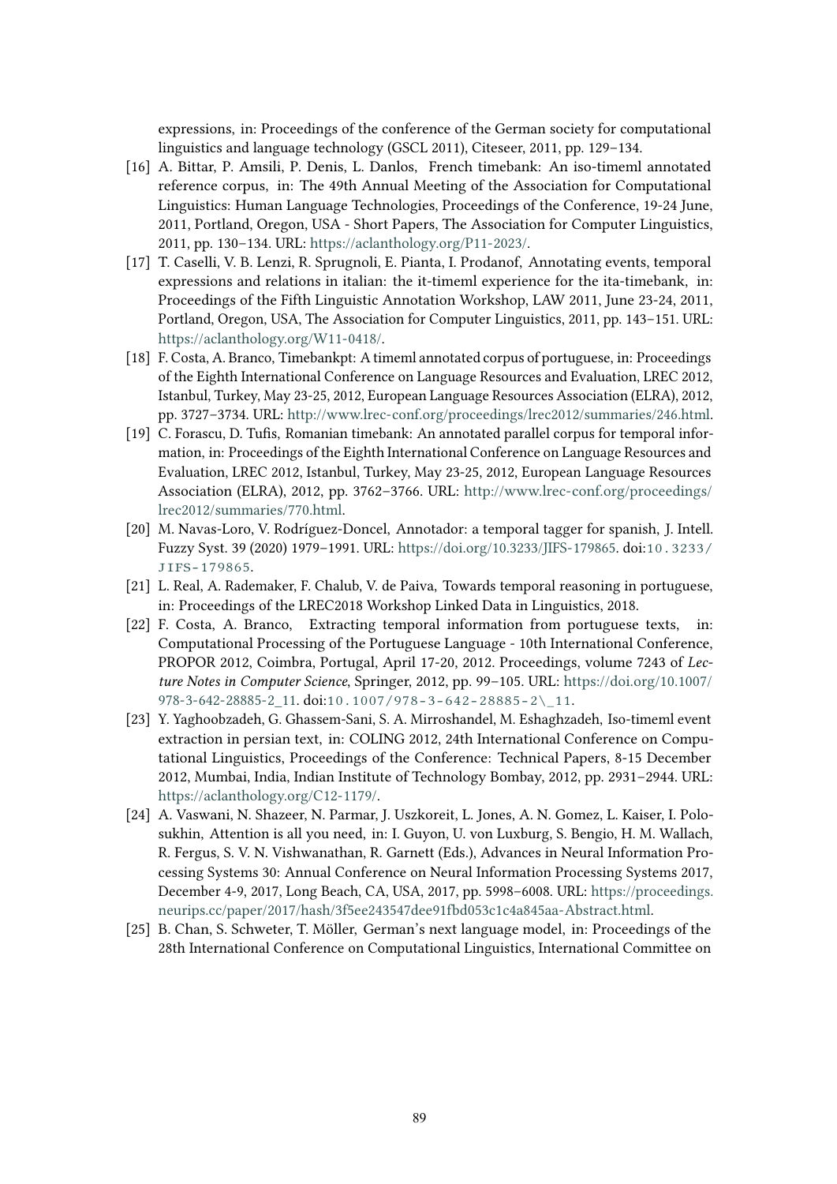expressions, in: Proceedings of the conference of the German society for computational linguistics and language technology (GSCL 2011), Citeseer, 2011, pp. 129–134.

[16] A. Bittar, P. Amsili, P. Denis, L. Danlos, French timebank: An iso-timeml annotated reference corpus, in: The 49th Annual Meeting of the Association for Computational Linguistics: Human Language Technologies, Proceedings of the Conference, 19-24 June, 2011, Portland, Oregon, USA - Short Papers, The Association for Computer Linguistics, 2011, pp. 130–134. URL: https://aclanthology.org/P11-2023/.

[17] T. Caselli, V. B. Lenzi, R. Sprugnoli, E. Pianta, I. Prodanof, Annotating events, temporal expressions and relations in italian: the it-timeml experience for the ita-timebank, in: Proceedings of the Fifth Linguistic Annotation Workshop, LAW 2011, June 23-24, 2011, Portland, Oregon, USA, The Association for Computer Linguistics, 2011, pp. 143–151. URL: https://aclanthology.org/W11-0418/.

[18] F. Costa, A. Branco, Timebankpt: A timeml annotated corpus of portuguese, in: Proceedings of the Eighth International Conference on Language Resources and Evaluation, LREC 2012, Istanbul, Turkey, May 23-25, 2012, European Language Resources Association (ELRA), 2012, pp. 3727–3734. URL: http://www.lrec-conf.org/proceedings/lrec2012/summaries/246.html.

[19] C. Forascu, D. Tufis, Romanian timebank: An annotated parallel corpus for temporal information, in: Proceedings of the Eighth International Conference on Language Resources and Evaluation, LREC 2012, Istanbul, Turkey, May 23-25, 2012, European Language Resources Association (ELRA), 2012, pp. 3762–3766. URL: http://www.lrec-conf.org/proceedings/lrec2012/summaries/770.html.

[20] M. Navas-Loro, V. Rodríguez-Doncel, Annotador: a temporal tagger for spanish, J. Intell. Fuzzy Syst. 39 (2020) 1979–1991. URL: https://doi.org/10.3233/JIFS-179865. doi:10.3233/JIFS-179865.

[21] L. Real, A. Rademaker, F. Chalub, V. de Paiva, Towards temporal reasoning in portuguese, in: Proceedings of the LREC2018 Workshop Linked Data in Linguistics, 2018.

[22] F. Costa, A. Branco, Extracting temporal information from portuguese texts, in: Computational Processing of the Portuguese Language - 10th International Conference, PROPOR 2012, Coimbra, Portugal, April 17-20, 2012. Proceedings, volume 7243 of *Lecture Notes in Computer Science*, Springer, 2012, pp. 99–105. URL: https://doi.org/10.1007/978-3-642-28885-2_11. doi:10.1007/978-3-642-28885-2\_11.

[23] Y. Yaghoobzadeh, G. Ghassem-Sani, S. A. Mirroshandel, M. Eshaghzadeh, Iso-timeml event extraction in persian text, in: COLING 2012, 24th International Conference on Computational Linguistics, Proceedings of the Conference: Technical Papers, 8-15 December 2012, Mumbai, India, Indian Institute of Technology Bombay, 2012, pp. 2931–2944. URL: https://aclanthology.org/C12-1179/.

[24] A. Vaswani, N. Shazeer, N. Parmar, J. Uszkoreit, L. Jones, A. N. Gomez, L. Kaiser, I. Polosukhin, Attention is all you need, in: I. Guyon, U. von Luxburg, S. Bengio, H. M. Wallach, R. Fergus, S. V. N. Vishwanathan, R. Garnett (Eds.), Advances in Neural Information Processing Systems 30: Annual Conference on Neural Information Processing Systems 2017, December 4-9, 2017, Long Beach, CA, USA, 2017, pp. 5998–6008. URL: https://proceedings.neurips.cc/paper/2017/hash/3f5ee243547dee91fbd053c1c4a845aa-Abstract.html.

[25] B. Chan, S. Schweter, T. Möller, German's next language model, in: Proceedings of the 28th International Conference on Computational Linguistics, International Committee on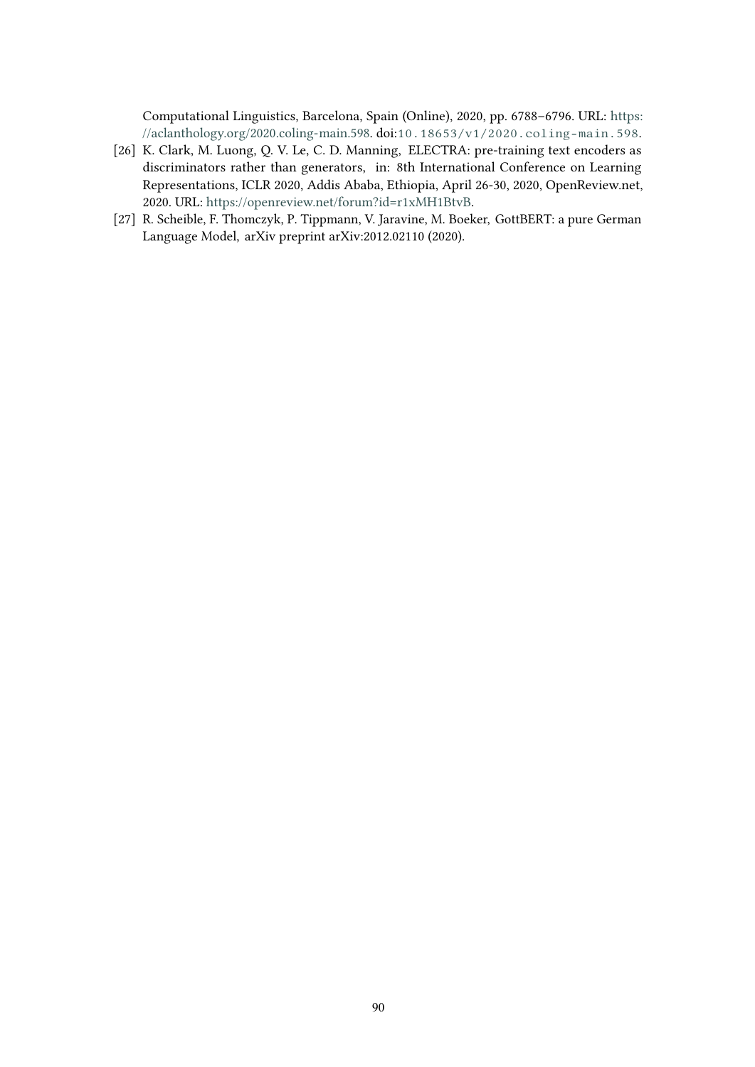Computational Linguistics, Barcelona, Spain (Online), 2020, pp. 6788–6796. URL: https://aclanthology.org/2020.coling-main.598. doi:10.18653/v1/2020.coling-main.598.

[26] K. Clark, M. Luong, Q. V. Le, C. D. Manning, ELECTRA: pre-training text encoders as discriminators rather than generators, in: 8th International Conference on Learning Representations, ICLR 2020, Addis Ababa, Ethiopia, April 26-30, 2020, OpenReview.net, 2020. URL: https://openreview.net/forum?id=r1xMH1BtvB.

[27] R. Scheible, F. Thomczyk, P. Tippmann, V. Jaravine, M. Boeker, GottBERT: a pure German Language Model, arXiv preprint arXiv:2012.02110 (2020).